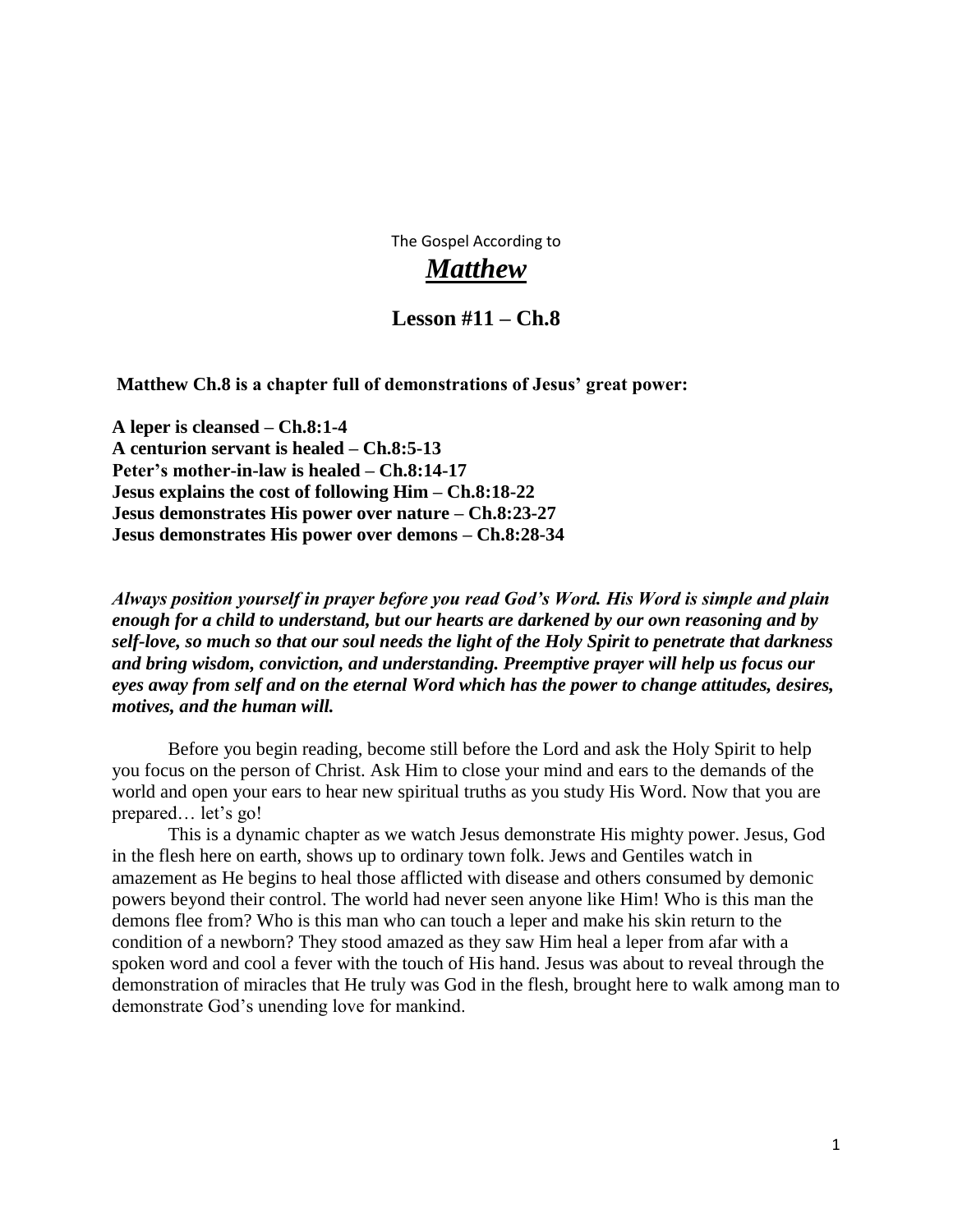The Gospel According to

# ***Matthew***

## Lesson #11 – Ch.8

**Matthew Ch.8 is a chapter full of demonstrations of Jesus' great power:**

**A leper is cleansed – Ch.8:1-4**
**A centurion servant is healed – Ch.8:5-13**
**Peter's mother-in-law is healed – Ch.8:14-17**
**Jesus explains the cost of following Him – Ch.8:18-22**
**Jesus demonstrates His power over nature – Ch.8:23-27**
**Jesus demonstrates His power over demons – Ch.8:28-34**

***Always position yourself in prayer before you read God's Word. His Word is simple and plain enough for a child to understand, but our hearts are darkened by our own reasoning and by self-love, so much so that our soul needs the light of the Holy Spirit to penetrate that darkness and bring wisdom, conviction, and understanding. Preemptive prayer will help us focus our eyes away from self and on the eternal Word which has the power to change attitudes, desires, motives, and the human will.***

Before you begin reading, become still before the Lord and ask the Holy Spirit to help you focus on the person of Christ. Ask Him to close your mind and ears to the demands of the world and open your ears to hear new spiritual truths as you study His Word. Now that you are prepared… let's go!

This is a dynamic chapter as we watch Jesus demonstrate His mighty power. Jesus, God in the flesh here on earth, shows up to ordinary town folk. Jews and Gentiles watch in amazement as He begins to heal those afflicted with disease and others consumed by demonic powers beyond their control. The world had never seen anyone like Him! Who is this man the demons flee from? Who is this man who can touch a leper and make his skin return to the condition of a newborn? They stood amazed as they saw Him heal a leper from afar with a spoken word and cool a fever with the touch of His hand. Jesus was about to reveal through the demonstration of miracles that He truly was God in the flesh, brought here to walk among man to demonstrate God's unending love for mankind.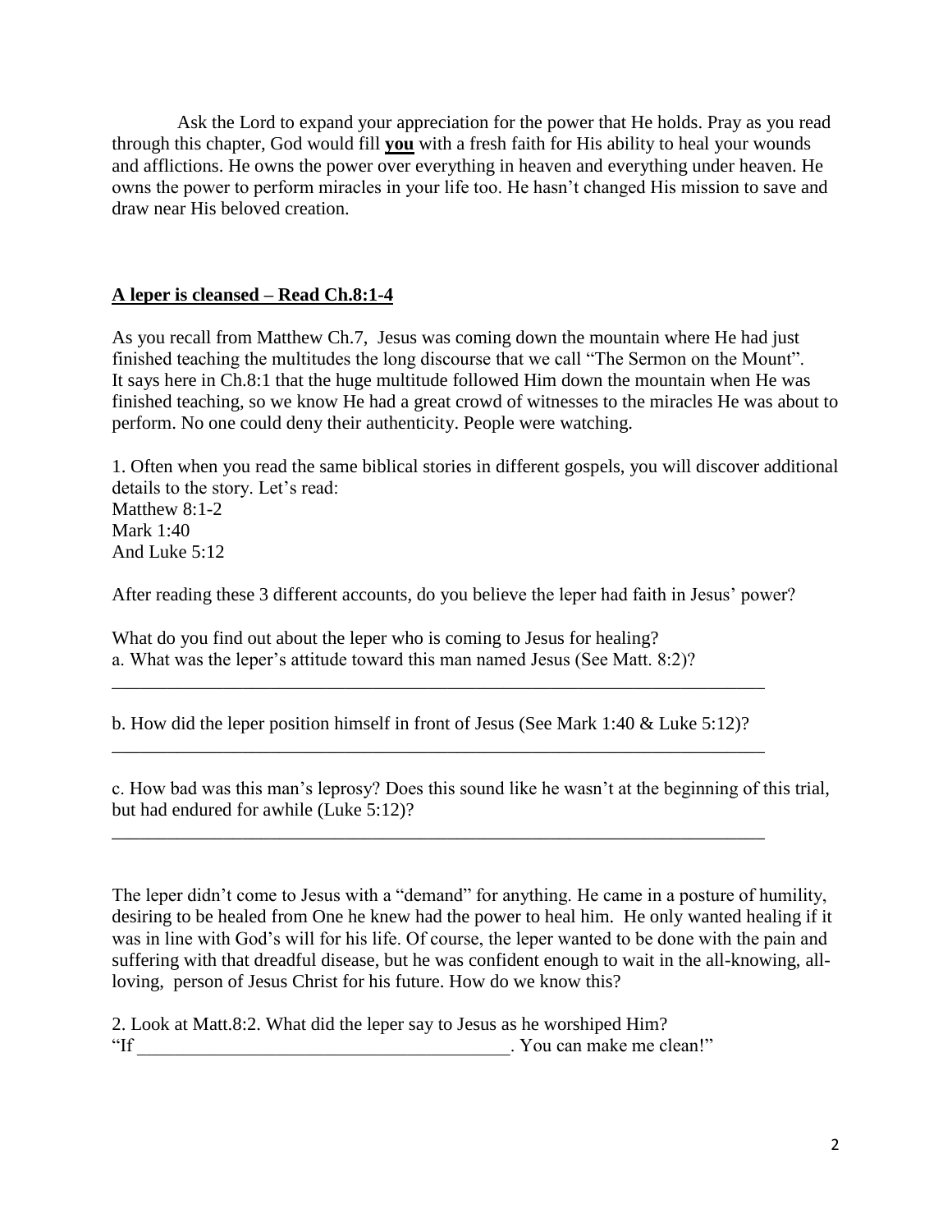Ask the Lord to expand your appreciation for the power that He holds. Pray as you read through this chapter, God would fill **<u>you</u>** with a fresh faith for His ability to heal your wounds and afflictions. He owns the power over everything in heaven and everything under heaven. He owns the power to perform miracles in your life too. He hasn't changed His mission to save and draw near His beloved creation.

**<u>A leper is cleansed – Read Ch.8:1-4</u>**

As you recall from Matthew Ch.7, Jesus was coming down the mountain where He had just finished teaching the multitudes the long discourse that we call "The Sermon on the Mount". It says here in Ch.8:1 that the huge multitude followed Him down the mountain when He was finished teaching, so we know He had a great crowd of witnesses to the miracles He was about to perform. No one could deny their authenticity. People were watching.

1. Often when you read the same biblical stories in different gospels, you will discover additional details to the story. Let's read:
Matthew 8:1-2
Mark 1:40
And Luke 5:12

After reading these 3 different accounts, do you believe the leper had faith in Jesus' power?

What do you find out about the leper who is coming to Jesus for healing?
a. What was the leper's attitude toward this man named Jesus (See Matt. 8:2)?

_______________________________________________________________________

b. How did the leper position himself in front of Jesus (See Mark 1:40 & Luke 5:12)?

_______________________________________________________________________

c. How bad was this man's leprosy? Does this sound like he wasn't at the beginning of this trial, but had endured for awhile (Luke 5:12)?

_______________________________________________________________________

The leper didn't come to Jesus with a "demand" for anything. He came in a posture of humility, desiring to be healed from One he knew had the power to heal him. He only wanted healing if it was in line with God's will for his life. Of course, the leper wanted to be done with the pain and suffering with that dreadful disease, but he was confident enough to wait in the all-knowing, all-loving, person of Jesus Christ for his future. How do we know this?

2. Look at Matt.8:2. What did the leper say to Jesus as he worshiped Him?
"If ________________________________________. You can make me clean!"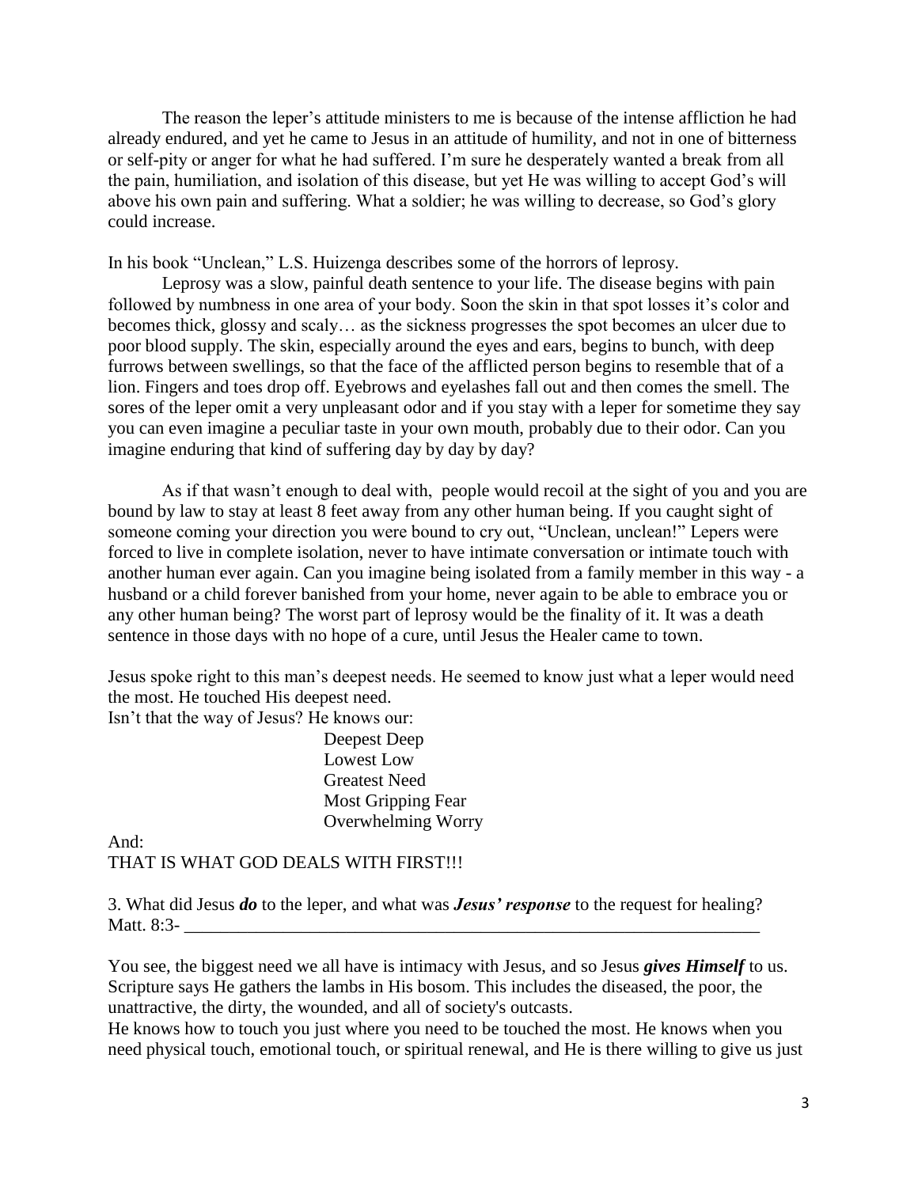The reason the leper's attitude ministers to me is because of the intense affliction he had already endured, and yet he came to Jesus in an attitude of humility, and not in one of bitterness or self-pity or anger for what he had suffered. I'm sure he desperately wanted a break from all the pain, humiliation, and isolation of this disease, but yet He was willing to accept God's will above his own pain and suffering. What a soldier; he was willing to decrease, so God's glory could increase.

In his book "Unclean," L.S. Huizenga describes some of the horrors of leprosy.

Leprosy was a slow, painful death sentence to your life. The disease begins with pain followed by numbness in one area of your body. Soon the skin in that spot losses it's color and becomes thick, glossy and scaly… as the sickness progresses the spot becomes an ulcer due to poor blood supply. The skin, especially around the eyes and ears, begins to bunch, with deep furrows between swellings, so that the face of the afflicted person begins to resemble that of a lion. Fingers and toes drop off. Eyebrows and eyelashes fall out and then comes the smell. The sores of the leper omit a very unpleasant odor and if you stay with a leper for sometime they say you can even imagine a peculiar taste in your own mouth, probably due to their odor. Can you imagine enduring that kind of suffering day by day by day?

As if that wasn't enough to deal with, people would recoil at the sight of you and you are bound by law to stay at least 8 feet away from any other human being. If you caught sight of someone coming your direction you were bound to cry out, "Unclean, unclean!" Lepers were forced to live in complete isolation, never to have intimate conversation or intimate touch with another human ever again. Can you imagine being isolated from a family member in this way - a husband or a child forever banished from your home, never again to be able to embrace you or any other human being? The worst part of leprosy would be the finality of it. It was a death sentence in those days with no hope of a cure, until Jesus the Healer came to town.

Jesus spoke right to this man's deepest needs. He seemed to know just what a leper would need the most. He touched His deepest need.

Isn't that the way of Jesus? He knows our:

Deepest Deep
Lowest Low
Greatest Need
Most Gripping Fear
Overwhelming Worry

And:
THAT IS WHAT GOD DEALS WITH FIRST!!!

3. What did Jesus ***do*** to the leper, and what was ***Jesus' response*** to the request for healing?
Matt. 8:3- ________________________________________________________________

You see, the biggest need we all have is intimacy with Jesus, and so Jesus ***gives Himself*** to us. Scripture says He gathers the lambs in His bosom. This includes the diseased, the poor, the unattractive, the dirty, the wounded, and all of society's outcasts.

He knows how to touch you just where you need to be touched the most. He knows when you need physical touch, emotional touch, or spiritual renewal, and He is there willing to give us just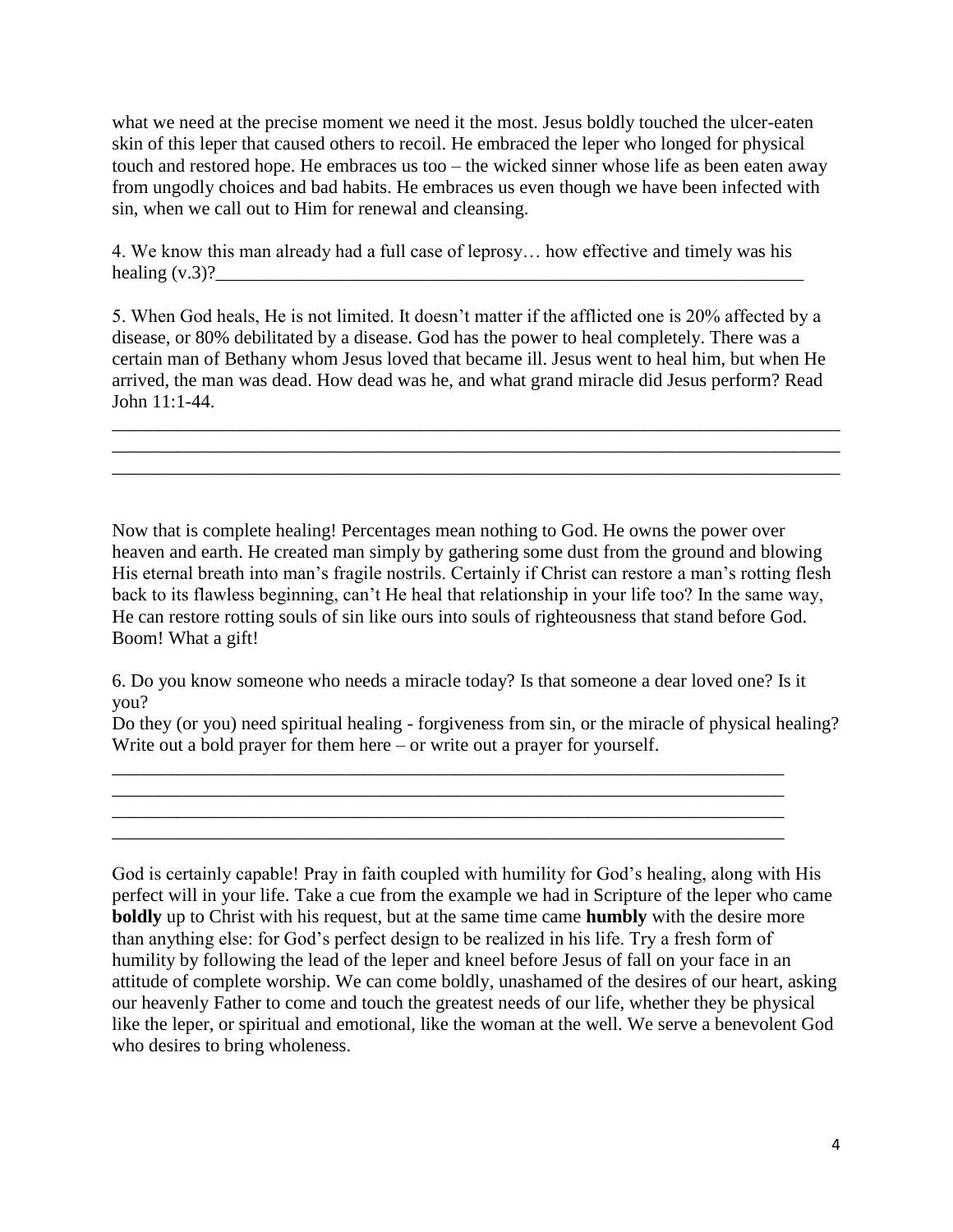what we need at the precise moment we need it the most. Jesus boldly touched the ulcer-eaten skin of this leper that caused others to recoil. He embraced the leper who longed for physical touch and restored hope. He embraces us too – the wicked sinner whose life as been eaten away from ungodly choices and bad habits. He embraces us even though we have been infected with sin, when we call out to Him for renewal and cleansing.

4. We know this man already had a full case of leprosy… how effective and timely was his healing (v.3)?_________________________________________________________________

5. When God heals, He is not limited. It doesn't matter if the afflicted one is 20% affected by a disease, or 80% debilitated by a disease. God has the power to heal completely. There was a certain man of Bethany whom Jesus loved that became ill. Jesus went to heal him, but when He arrived, the man was dead. How dead was he, and what grand miracle did Jesus perform? Read John 11:1-44.

_______________________________________________________________________________
_______________________________________________________________________________
_______________________________________________________________________________

Now that is complete healing! Percentages mean nothing to God. He owns the power over heaven and earth. He created man simply by gathering some dust from the ground and blowing His eternal breath into man's fragile nostrils. Certainly if Christ can restore a man's rotting flesh back to its flawless beginning, can't He heal that relationship in your life too? In the same way, He can restore rotting souls of sin like ours into souls of righteousness that stand before God. Boom! What a gift!

6. Do you know someone who needs a miracle today? Is that someone a dear loved one? Is it you?
Do they (or you) need spiritual healing - forgiveness from sin, or the miracle of physical healing? Write out a bold prayer for them here – or write out a prayer for yourself.

___________________________________________________________________________
___________________________________________________________________________
___________________________________________________________________________
___________________________________________________________________________

God is certainly capable! Pray in faith coupled with humility for God's healing, along with His perfect will in your life. Take a cue from the example we had in Scripture of the leper who came **boldly** up to Christ with his request, but at the same time came **humbly** with the desire more than anything else: for God's perfect design to be realized in his life. Try a fresh form of humility by following the lead of the leper and kneel before Jesus of fall on your face in an attitude of complete worship. We can come boldly, unashamed of the desires of our heart, asking our heavenly Father to come and touch the greatest needs of our life, whether they be physical like the leper, or spiritual and emotional, like the woman at the well. We serve a benevolent God who desires to bring wholeness.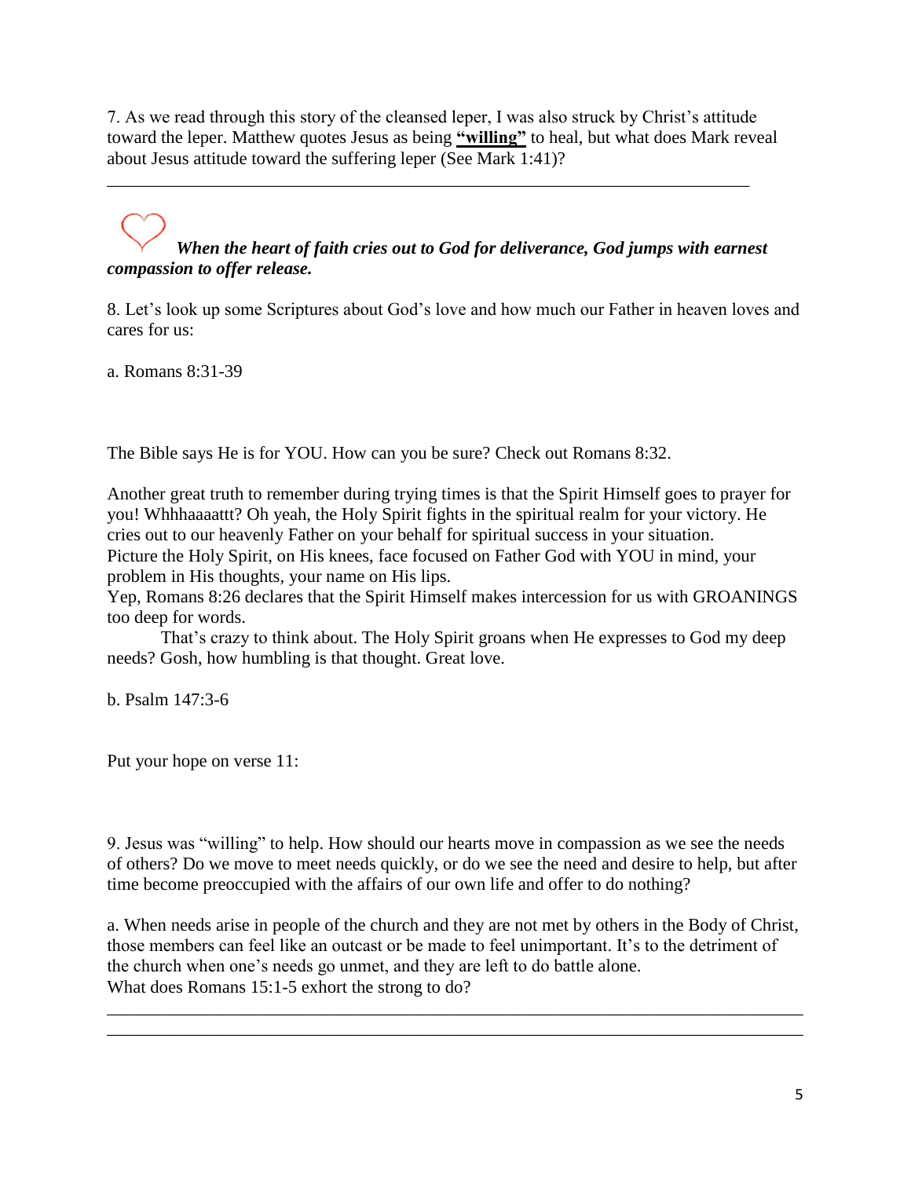7. As we read through this story of the cleansed leper, I was also struck by Christ's attitude toward the leper. Matthew quotes Jesus as being **<u>"willing"</u>** to heal, but what does Mark reveal about Jesus attitude toward the suffering leper (See Mark 1:41)?

___________________________________________________________________________

***When the heart of faith cries out to God for deliverance, God jumps with earnest compassion to offer release.***

8. Let's look up some Scriptures about God's love and how much our Father in heaven loves and cares for us:

a. Romans 8:31-39

The Bible says He is for YOU. How can you be sure? Check out Romans 8:32.

Another great truth to remember during trying times is that the Spirit Himself goes to prayer for you! Whhhaaaattt? Oh yeah, the Holy Spirit fights in the spiritual realm for your victory. He cries out to our heavenly Father on your behalf for spiritual success in your situation. Picture the Holy Spirit, on His knees, face focused on Father God with YOU in mind, your problem in His thoughts, your name on His lips.
Yep, Romans 8:26 declares that the Spirit Himself makes intercession for us with GROANINGS too deep for words.

That's crazy to think about. The Holy Spirit groans when He expresses to God my deep needs? Gosh, how humbling is that thought. Great love.

b. Psalm 147:3-6

Put your hope on verse 11:

9. Jesus was "willing" to help. How should our hearts move in compassion as we see the needs of others? Do we move to meet needs quickly, or do we see the need and desire to help, but after time become preoccupied with the affairs of our own life and offer to do nothing?

a. When needs arise in people of the church and they are not met by others in the Body of Christ, those members can feel like an outcast or be made to feel unimportant. It's to the detriment of the church when one's needs go unmet, and they are left to do battle alone.
What does Romans 15:1-5 exhort the strong to do?

___________________________________________________________________________
___________________________________________________________________________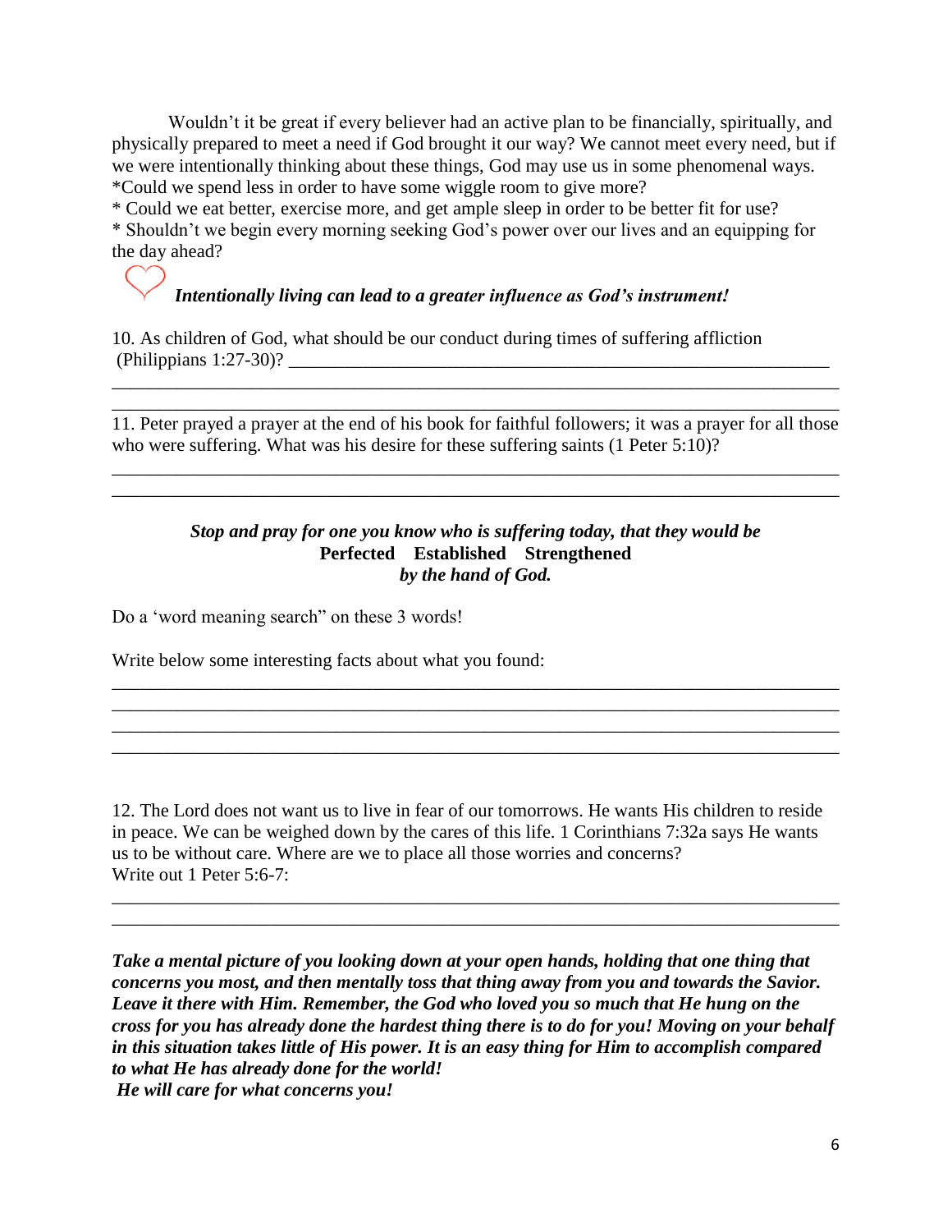Wouldn't it be great if every believer had an active plan to be financially, spiritually, and physically prepared to meet a need if God brought it our way? We cannot meet every need, but if we were intentionally thinking about these things, God may use us in some phenomenal ways.

*Could we spend less in order to have some wiggle room to give more?

* Could we eat better, exercise more, and get ample sleep in order to be better fit for use?

* Shouldn't we begin every morning seeking God's power over our lives and an equipping for the day ahead?

***Intentionally living can lead to a greater influence as God's instrument!***

10. As children of God, what should be our conduct during times of suffering affliction (Philippians 1:27-30)? ____________________________________________

______________________________________________________________________

______________________________________________________________________

11. Peter prayed a prayer at the end of his book for faithful followers; it was a prayer for all those who were suffering. What was his desire for these suffering saints (1 Peter 5:10)?

______________________________________________________________________

______________________________________________________________________

***Stop and pray for one you know who is suffering today, that they would be***
**Perfected Established Strengthened**
***by the hand of God.***

Do a 'word meaning search" on these 3 words!

Write below some interesting facts about what you found:

______________________________________________________________________

______________________________________________________________________

______________________________________________________________________

______________________________________________________________________

12. The Lord does not want us to live in fear of our tomorrows. He wants His children to reside in peace. We can be weighed down by the cares of this life. 1 Corinthians 7:32a says He wants us to be without care. Where are we to place all those worries and concerns?
Write out 1 Peter 5:6-7:

______________________________________________________________________

______________________________________________________________________

***Take a mental picture of you looking down at your open hands, holding that one thing that concerns you most, and then mentally toss that thing away from you and towards the Savior. Leave it there with Him. Remember, the God who loved you so much that He hung on the cross for you has already done the hardest thing there is to do for you! Moving on your behalf in this situation takes little of His power. It is an easy thing for Him to accomplish compared to what He has already done for the world!***
***He will care for what concerns you!***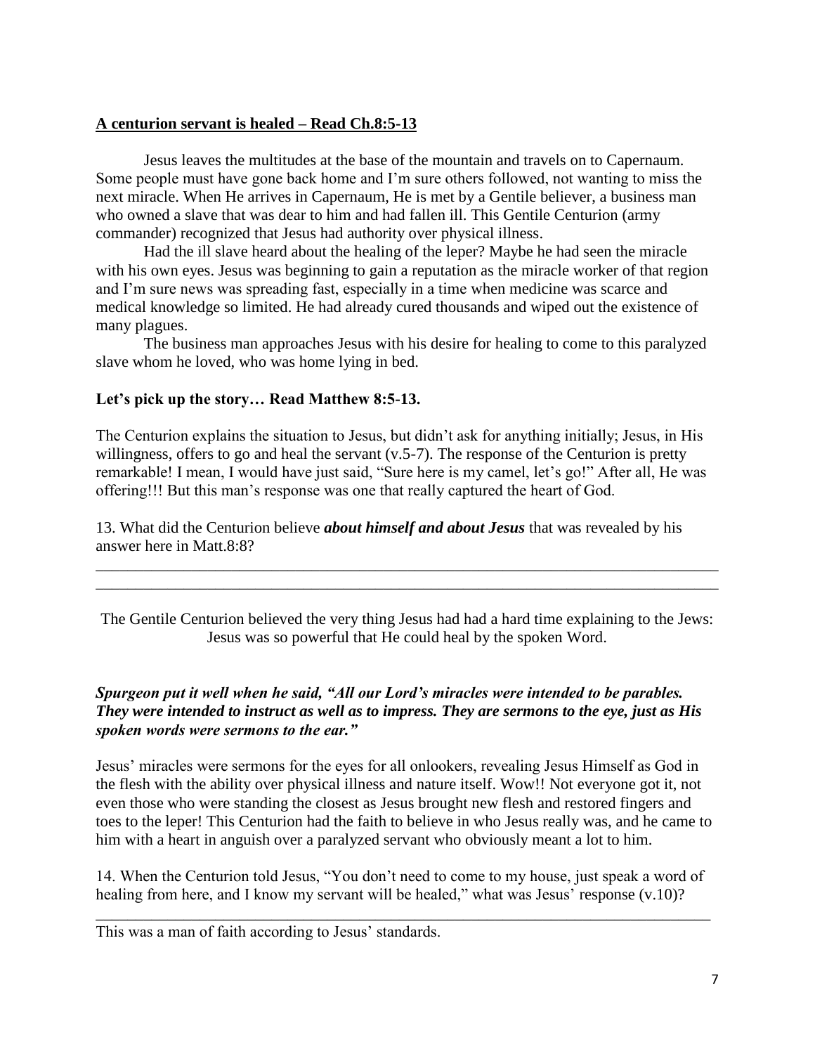**<u>A centurion servant is healed – Read Ch.8:5-13</u>**

Jesus leaves the multitudes at the base of the mountain and travels on to Capernaum. Some people must have gone back home and I'm sure others followed, not wanting to miss the next miracle. When He arrives in Capernaum, He is met by a Gentile believer, a business man who owned a slave that was dear to him and had fallen ill. This Gentile Centurion (army commander) recognized that Jesus had authority over physical illness.

Had the ill slave heard about the healing of the leper? Maybe he had seen the miracle with his own eyes. Jesus was beginning to gain a reputation as the miracle worker of that region and I'm sure news was spreading fast, especially in a time when medicine was scarce and medical knowledge so limited. He had already cured thousands and wiped out the existence of many plagues.

The business man approaches Jesus with his desire for healing to come to this paralyzed slave whom he loved, who was home lying in bed.

**Let's pick up the story… Read Matthew 8:5-13.**

The Centurion explains the situation to Jesus, but didn't ask for anything initially; Jesus, in His willingness, offers to go and heal the servant (v.5-7). The response of the Centurion is pretty remarkable! I mean, I would have just said, "Sure here is my camel, let's go!" After all, He was offering!!! But this man's response was one that really captured the heart of God.

13. What did the Centurion believe ***about himself and about Jesus*** that was revealed by his answer here in Matt.8:8?

______________________________________________________________________________
______________________________________________________________________________

The Gentile Centurion believed the very thing Jesus had had a hard time explaining to the Jews: Jesus was so powerful that He could heal by the spoken Word.

***Spurgeon put it well when he said, "All our Lord's miracles were intended to be parables. They were intended to instruct as well as to impress. They are sermons to the eye, just as His spoken words were sermons to the ear."***

Jesus' miracles were sermons for the eyes for all onlookers, revealing Jesus Himself as God in the flesh with the ability over physical illness and nature itself. Wow!! Not everyone got it, not even those who were standing the closest as Jesus brought new flesh and restored fingers and toes to the leper! This Centurion had the faith to believe in who Jesus really was, and he came to him with a heart in anguish over a paralyzed servant who obviously meant a lot to him.

14. When the Centurion told Jesus, "You don't need to come to my house, just speak a word of healing from here, and I know my servant will be healed," what was Jesus' response (v.10)?

______________________________________________________________________________

This was a man of faith according to Jesus' standards.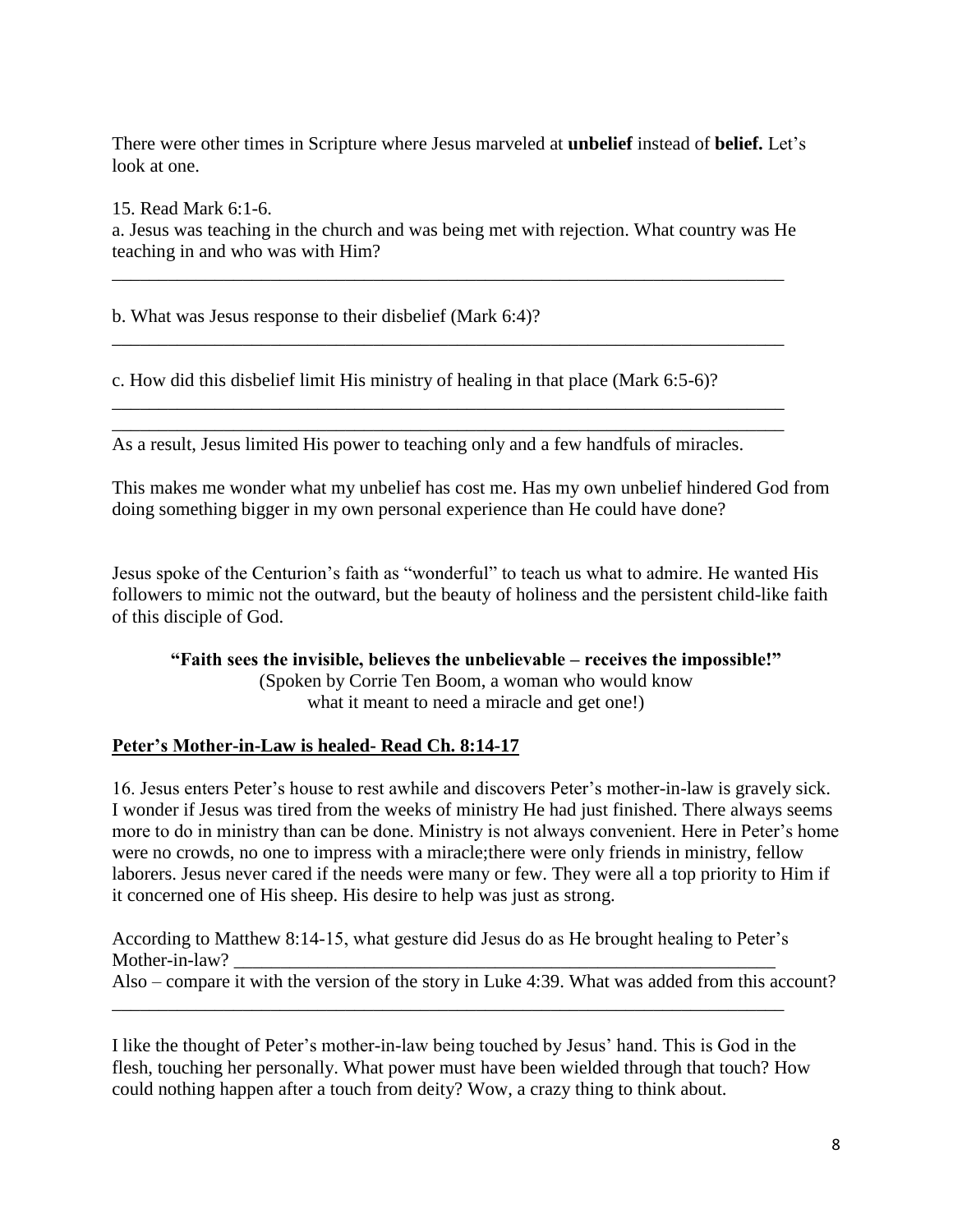There were other times in Scripture where Jesus marveled at **unbelief** instead of **belief.** Let's look at one.

15. Read Mark 6:1-6.

a. Jesus was teaching in the church and was being met with rejection. What country was He teaching in and who was with Him?

___________________________________________________________________________

b. What was Jesus response to their disbelief (Mark 6:4)?

___________________________________________________________________________

c. How did this disbelief limit His ministry of healing in that place (Mark 6:5-6)?

___________________________________________________________________________

___________________________________________________________________________

As a result, Jesus limited His power to teaching only and a few handfuls of miracles.

This makes me wonder what my unbelief has cost me. Has my own unbelief hindered God from doing something bigger in my own personal experience than He could have done?

Jesus spoke of the Centurion's faith as "wonderful" to teach us what to admire. He wanted His followers to mimic not the outward, but the beauty of holiness and the persistent child-like faith of this disciple of God.

**"Faith sees the invisible, believes the unbelievable – receives the impossible!"**
(Spoken by Corrie Ten Boom, a woman who would know what it meant to need a miracle and get one!)

**Peter's Mother-in-Law is healed- Read Ch. 8:14-17**

16. Jesus enters Peter's house to rest awhile and discovers Peter's mother-in-law is gravely sick. I wonder if Jesus was tired from the weeks of ministry He had just finished. There always seems more to do in ministry than can be done. Ministry is not always convenient. Here in Peter's home were no crowds, no one to impress with a miracle;there were only friends in ministry, fellow laborers. Jesus never cared if the needs were many or few. They were all a top priority to Him if it concerned one of His sheep. His desire to help was just as strong.

According to Matthew 8:14-15, what gesture did Jesus do as He brought healing to Peter's Mother-in-law? ____________________________________________________________

Also – compare it with the version of the story in Luke 4:39. What was added from this account?

___________________________________________________________________________

I like the thought of Peter's mother-in-law being touched by Jesus' hand. This is God in the flesh, touching her personally. What power must have been wielded through that touch? How could nothing happen after a touch from deity? Wow, a crazy thing to think about.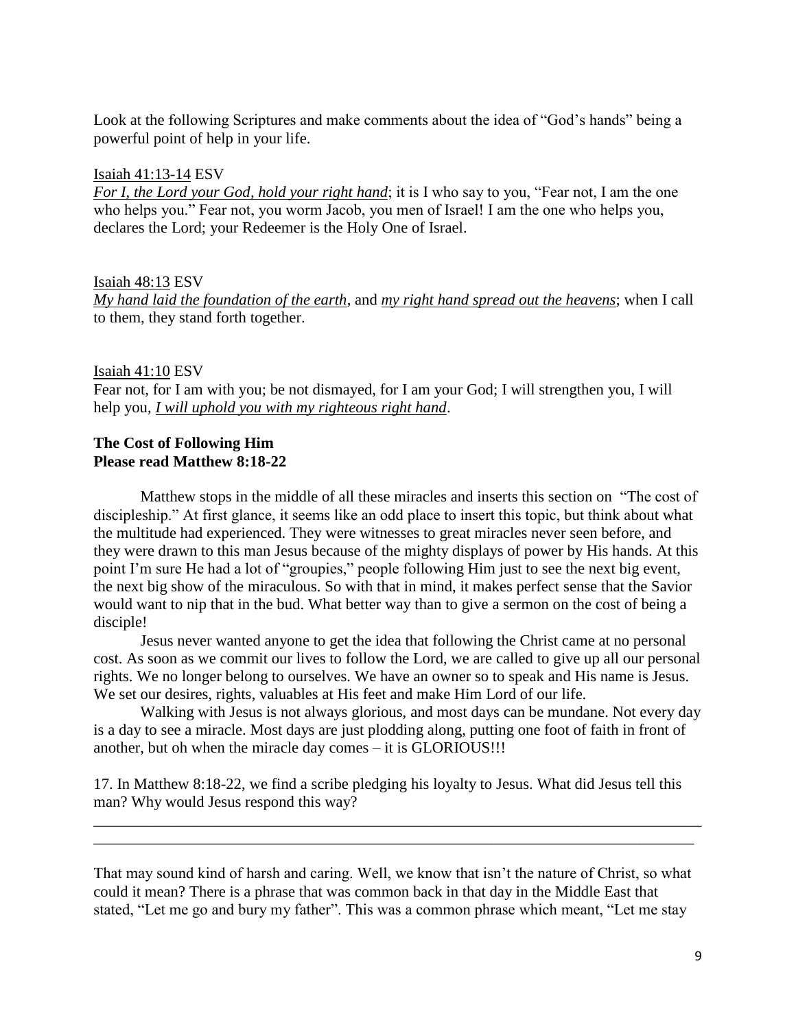Look at the following Scriptures and make comments about the idea of "God's hands" being a powerful point of help in your life.

Isaiah 41:13-14 ESV
*For I, the Lord your God, hold your right hand*; it is I who say to you, "Fear not, I am the one who helps you." Fear not, you worm Jacob, you men of Israel! I am the one who helps you, declares the Lord; your Redeemer is the Holy One of Israel.

Isaiah 48:13 ESV
*My hand laid the foundation of the earth*, and *my right hand spread out the heavens*; when I call to them, they stand forth together.

Isaiah 41:10 ESV
Fear not, for I am with you; be not dismayed, for I am your God; I will strengthen you, I will help you, *I will uphold you with my righteous right hand*.

**The Cost of Following Him**
**Please read Matthew 8:18-22**

Matthew stops in the middle of all these miracles and inserts this section on "The cost of discipleship." At first glance, it seems like an odd place to insert this topic, but think about what the multitude had experienced. They were witnesses to great miracles never seen before, and they were drawn to this man Jesus because of the mighty displays of power by His hands. At this point I'm sure He had a lot of "groupies," people following Him just to see the next big event, the next big show of the miraculous. So with that in mind, it makes perfect sense that the Savior would want to nip that in the bud. What better way than to give a sermon on the cost of being a disciple!

Jesus never wanted anyone to get the idea that following the Christ came at no personal cost. As soon as we commit our lives to follow the Lord, we are called to give up all our personal rights. We no longer belong to ourselves. We have an owner so to speak and His name is Jesus. We set our desires, rights, valuables at His feet and make Him Lord of our life.

Walking with Jesus is not always glorious, and most days can be mundane. Not every day is a day to see a miracle. Most days are just plodding along, putting one foot of faith in front of another, but oh when the miracle day comes – it is GLORIOUS!!!

17. In Matthew 8:18-22, we find a scribe pledging his loyalty to Jesus. What did Jesus tell this man? Why would Jesus respond this way?

\_\_\_\_\_\_\_\_\_\_\_\_\_\_\_\_\_\_\_\_\_\_\_\_\_\_\_\_\_\_\_\_\_\_\_\_\_\_\_\_\_\_\_\_\_\_\_\_\_\_\_\_\_\_\_\_\_\_\_\_\_\_\_\_\_\_\_\_\_\_\_\_\_\_\_\_\_\_
\_\_\_\_\_\_\_\_\_\_\_\_\_\_\_\_\_\_\_\_\_\_\_\_\_\_\_\_\_\_\_\_\_\_\_\_\_\_\_\_\_\_\_\_\_\_\_\_\_\_\_\_\_\_\_\_\_\_\_\_\_\_\_\_\_\_\_\_\_\_\_\_\_\_\_\_\_\_

That may sound kind of harsh and caring. Well, we know that isn't the nature of Christ, so what could it mean? There is a phrase that was common back in that day in the Middle East that stated, "Let me go and bury my father". This was a common phrase which meant, "Let me stay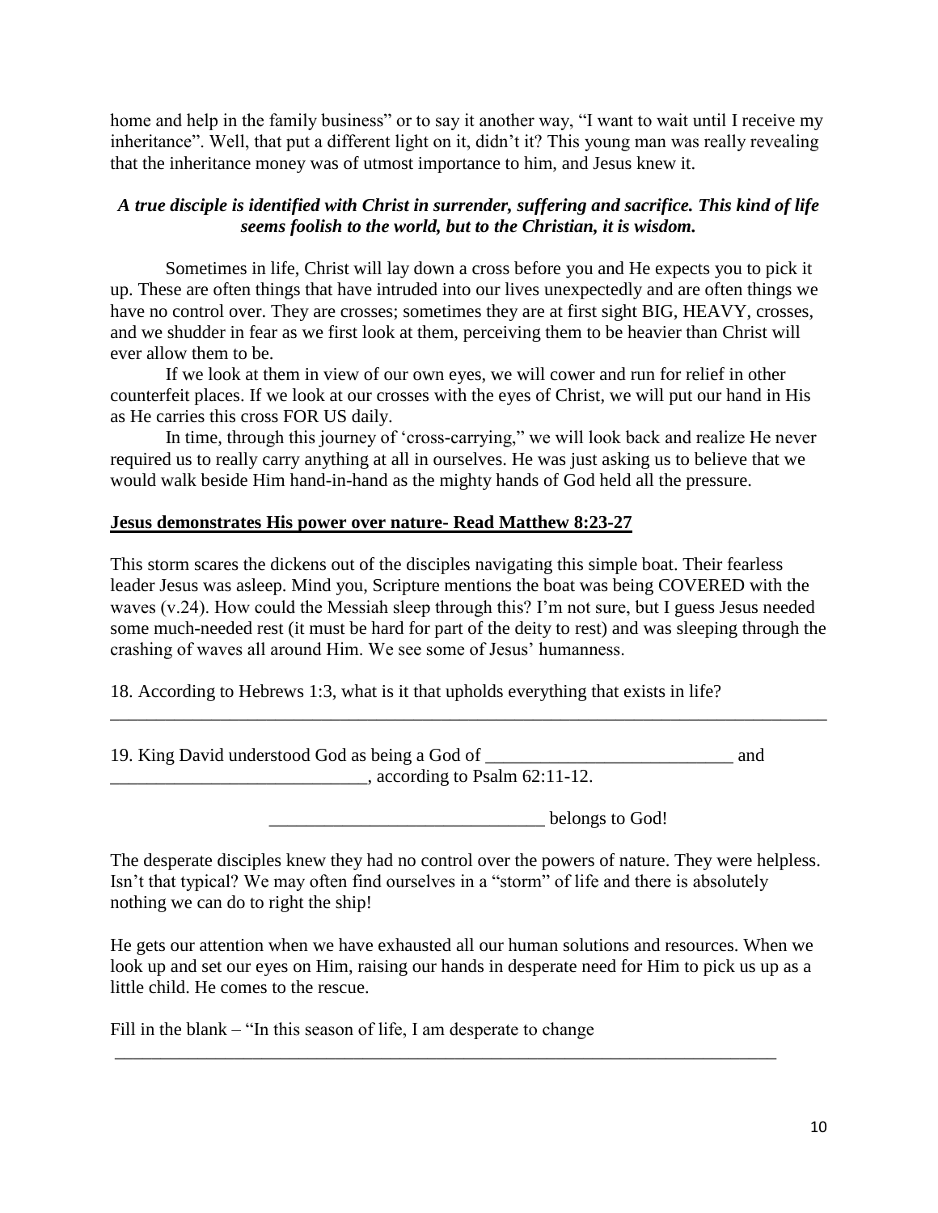home and help in the family business" or to say it another way, "I want to wait until I receive my inheritance". Well, that put a different light on it, didn't it? This young man was really revealing that the inheritance money was of utmost importance to him, and Jesus knew it.

***A true disciple is identified with Christ in surrender, suffering and sacrifice. This kind of life seems foolish to the world, but to the Christian, it is wisdom.***

Sometimes in life, Christ will lay down a cross before you and He expects you to pick it up. These are often things that have intruded into our lives unexpectedly and are often things we have no control over. They are crosses; sometimes they are at first sight BIG, HEAVY, crosses, and we shudder in fear as we first look at them, perceiving them to be heavier than Christ will ever allow them to be.

If we look at them in view of our own eyes, we will cower and run for relief in other counterfeit places. If we look at our crosses with the eyes of Christ, we will put our hand in His as He carries this cross FOR US daily.

In time, through this journey of 'cross-carrying," we will look back and realize He never required us to really carry anything at all in ourselves. He was just asking us to believe that we would walk beside Him hand-in-hand as the mighty hands of God held all the pressure.

**Jesus demonstrates His power over nature- Read Matthew 8:23-27**

This storm scares the dickens out of the disciples navigating this simple boat. Their fearless leader Jesus was asleep. Mind you, Scripture mentions the boat was being COVERED with the waves (v.24). How could the Messiah sleep through this? I'm not sure, but I guess Jesus needed some much-needed rest (it must be hard for part of the deity to rest) and was sleeping through the crashing of waves all around Him. We see some of Jesus' humanness.

18. According to Hebrews 1:3, what is it that upholds everything that exists in life?

________________________________________________________________________________

19. King David understood God as being a God of ___________________________ and ____________________________, according to Psalm 62:11-12.

_____________________________ belongs to God!

The desperate disciples knew they had no control over the powers of nature. They were helpless. Isn't that typical? We may often find ourselves in a "storm" of life and there is absolutely nothing we can do to right the ship!

He gets our attention when we have exhausted all our human solutions and resources. When we look up and set our eyes on Him, raising our hands in desperate need for Him to pick us up as a little child. He comes to the rescue.

Fill in the blank – "In this season of life, I am desperate to change

____________________________________________________________________________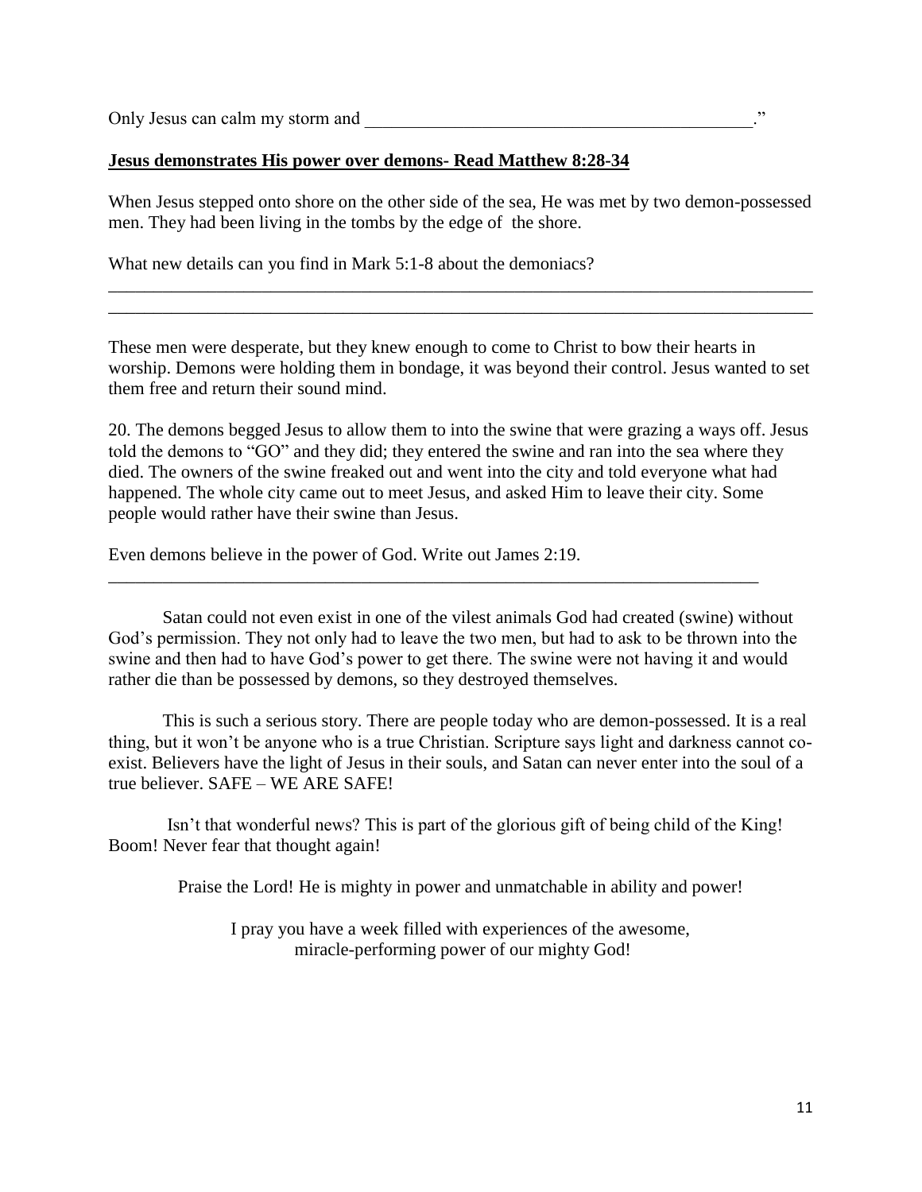Only Jesus can calm my storm and _____________________________________________."

**<u>Jesus demonstrates His power over demons- Read Matthew 8:28-34</u>**

When Jesus stepped onto shore on the other side of the sea, He was met by two demon-possessed men. They had been living in the tombs by the edge of the shore.

What new details can you find in Mark 5:1-8 about the demoniacs?

_____________________________________________________________________________
_____________________________________________________________________________

These men were desperate, but they knew enough to come to Christ to bow their hearts in worship. Demons were holding them in bondage, it was beyond their control. Jesus wanted to set them free and return their sound mind.

20. The demons begged Jesus to allow them to into the swine that were grazing a ways off. Jesus told the demons to "GO" and they did; they entered the swine and ran into the sea where they died. The owners of the swine freaked out and went into the city and told everyone what had happened. The whole city came out to meet Jesus, and asked Him to leave their city. Some people would rather have their swine than Jesus.

Even demons believe in the power of God. Write out James 2:19.

_____________________________________________________________________________

Satan could not even exist in one of the vilest animals God had created (swine) without God's permission. They not only had to leave the two men, but had to ask to be thrown into the swine and then had to have God's power to get there. The swine were not having it and would rather die than be possessed by demons, so they destroyed themselves.

This is such a serious story. There are people today who are demon-possessed. It is a real thing, but it won't be anyone who is a true Christian. Scripture says light and darkness cannot co-exist. Believers have the light of Jesus in their souls, and Satan can never enter into the soul of a true believer. SAFE – WE ARE SAFE!

Isn't that wonderful news? This is part of the glorious gift of being child of the King! Boom! Never fear that thought again!

Praise the Lord! He is mighty in power and unmatchable in ability and power!

I pray you have a week filled with experiences of the awesome, miracle-performing power of our mighty God!